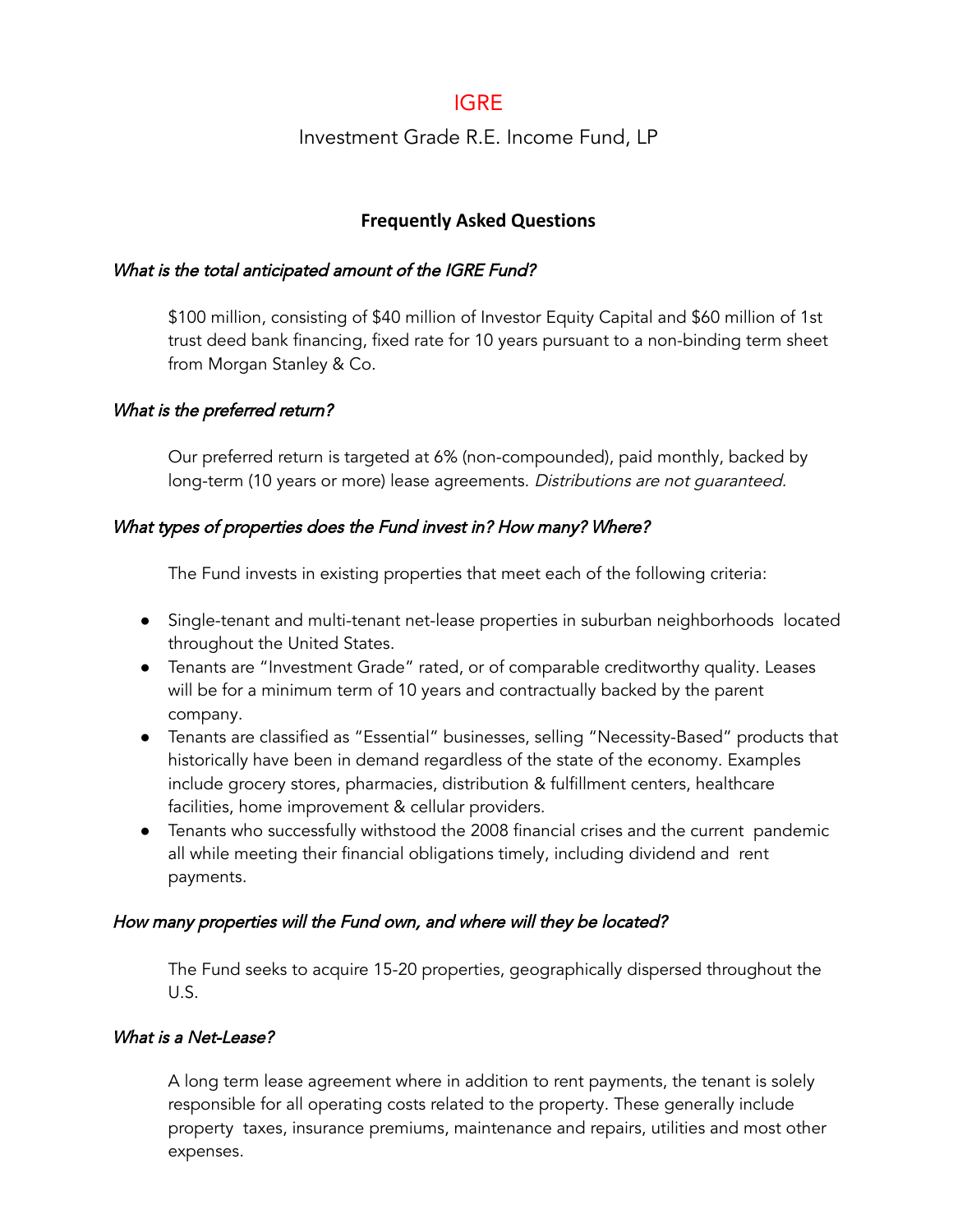# IGRE

## Investment Grade R.E. Income Fund, LP

### Frequently Asked Questions

*What is the total anticipated amount of the IGRE Fund?*

$100 million, consisting of $40 million of Investor Equity Capital and $60 million of 1st trust deed bank financing, fixed rate for 10 years pursuant to a non-binding term sheet from Morgan Stanley & Co.

*What is the preferred return?*

Our preferred return is targeted at 6% (non-compounded), paid monthly, backed by long-term (10 years or more) lease agreements. *Distributions are not guaranteed.*

*What types of properties does the Fund invest in? How many? Where?*

The Fund invests in existing properties that meet each of the following criteria:

- Single-tenant and multi-tenant net-lease properties in suburban neighborhoods located throughout the United States.
- Tenants are "Investment Grade" rated, or of comparable creditworthy quality. Leases will be for a minimum term of 10 years and contractually backed by the parent company.
- Tenants are classified as "Essential" businesses, selling "Necessity-Based" products that historically have been in demand regardless of the state of the economy. Examples include grocery stores, pharmacies, distribution & fulfillment centers, healthcare facilities, home improvement & cellular providers.
- Tenants who successfully withstood the 2008 financial crises and the current pandemic all while meeting their financial obligations timely, including dividend and rent payments.

*How many properties will the Fund own, and where will they be located?*

The Fund seeks to acquire 15-20 properties, geographically dispersed throughout the U.S.

*What is a Net-Lease?*

A long term lease agreement where in addition to rent payments, the tenant is solely responsible for all operating costs related to the property. These generally include property taxes, insurance premiums, maintenance and repairs, utilities and most other expenses.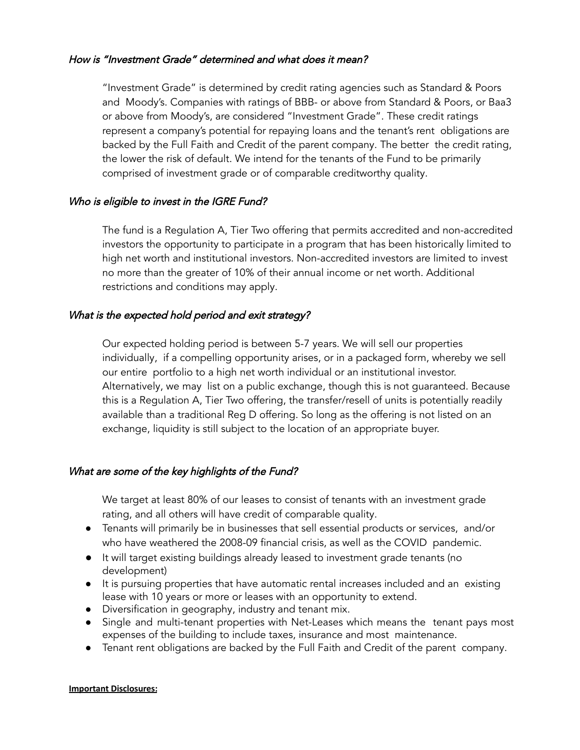### *How is "Investment Grade" determined and what does it mean?*

"Investment Grade" is determined by credit rating agencies such as Standard & Poors and Moody's. Companies with ratings of BBB- or above from Standard & Poors, or Baa3 or above from Moody's, are considered "Investment Grade". These credit ratings represent a company's potential for repaying loans and the tenant's rent obligations are backed by the Full Faith and Credit of the parent company. The better the credit rating, the lower the risk of default. We intend for the tenants of the Fund to be primarily comprised of investment grade or of comparable creditworthy quality.

### *Who is eligible to invest in the IGRE Fund?*

The fund is a Regulation A, Tier Two offering that permits accredited and non-accredited investors the opportunity to participate in a program that has been historically limited to high net worth and institutional investors. Non-accredited investors are limited to invest no more than the greater of 10% of their annual income or net worth. Additional restrictions and conditions may apply.

### *What is the expected hold period and exit strategy?*

Our expected holding period is between 5-7 years. We will sell our properties individually, if a compelling opportunity arises, or in a packaged form, whereby we sell our entire portfolio to a high net worth individual or an institutional investor. Alternatively, we may list on a public exchange, though this is not guaranteed. Because this is a Regulation A, Tier Two offering, the transfer/resell of units is potentially readily available than a traditional Reg D offering. So long as the offering is not listed on an exchange, liquidity is still subject to the location of an appropriate buyer.

### *What are some of the key highlights of the Fund?*

We target at least 80% of our leases to consist of tenants with an investment grade rating, and all others will have credit of comparable quality.

- Tenants will primarily be in businesses that sell essential products or services, and/or who have weathered the 2008-09 financial crisis, as well as the COVID pandemic.
- It will target existing buildings already leased to investment grade tenants (no development)
- It is pursuing properties that have automatic rental increases included and an existing lease with 10 years or more or leases with an opportunity to extend.
- Diversification in geography, industry and tenant mix.
- Single and multi-tenant properties with Net-Leases which means the tenant pays most expenses of the building to include taxes, insurance and most maintenance.
- Tenant rent obligations are backed by the Full Faith and Credit of the parent company.

**Important Disclosures:**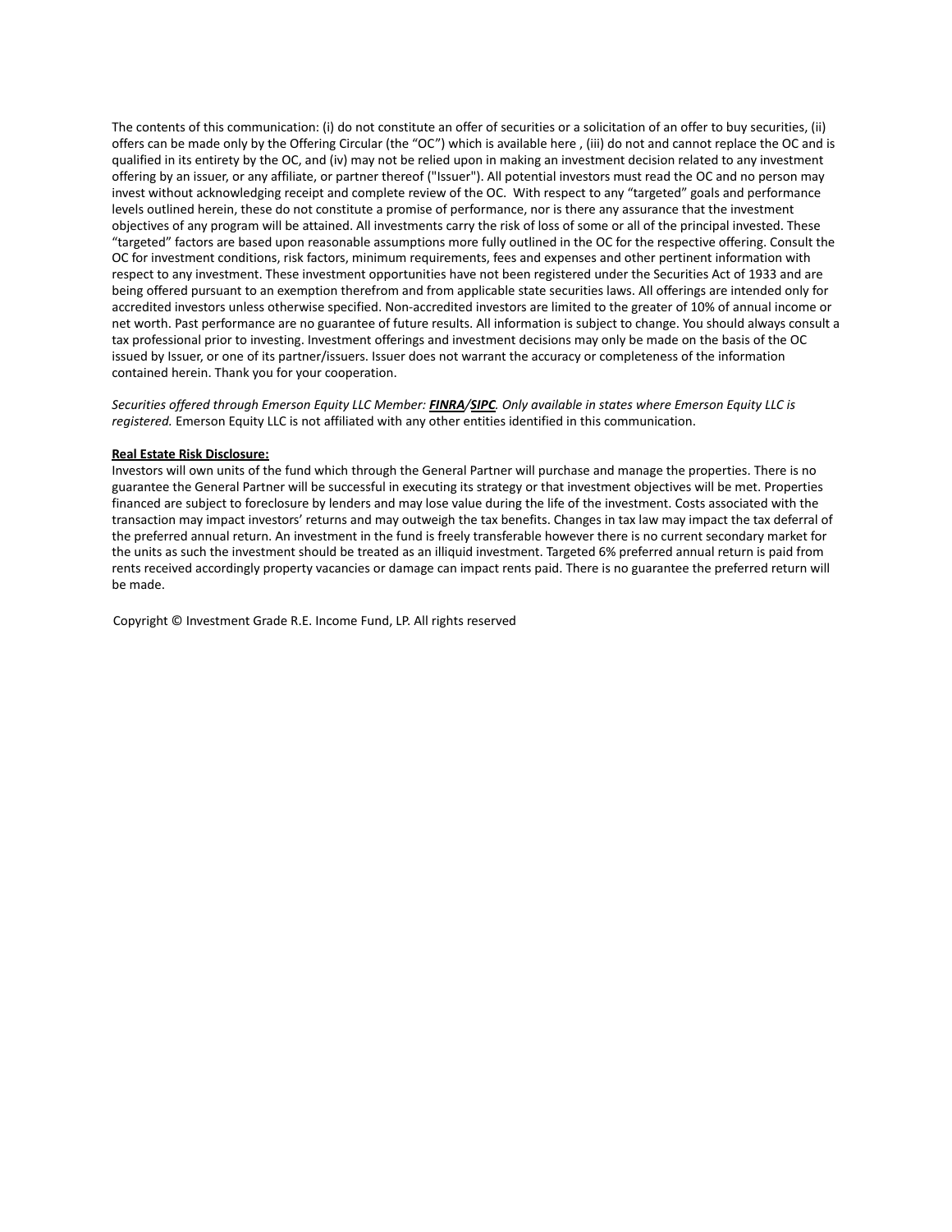The contents of this communication: (i) do not constitute an offer of securities or a solicitation of an offer to buy securities, (ii) offers can be made only by the Offering Circular (the "OC") which is available here , (iii) do not and cannot replace the OC and is qualified in its entirety by the OC, and (iv) may not be relied upon in making an investment decision related to any investment offering by an issuer, or any affiliate, or partner thereof ("Issuer"). All potential investors must read the OC and no person may invest without acknowledging receipt and complete review of the OC. With respect to any "targeted" goals and performance levels outlined herein, these do not constitute a promise of performance, nor is there any assurance that the investment objectives of any program will be attained. All investments carry the risk of loss of some or all of the principal invested. These "targeted" factors are based upon reasonable assumptions more fully outlined in the OC for the respective offering. Consult the OC for investment conditions, risk factors, minimum requirements, fees and expenses and other pertinent information with respect to any investment. These investment opportunities have not been registered under the Securities Act of 1933 and are being offered pursuant to an exemption therefrom and from applicable state securities laws. All offerings are intended only for accredited investors unless otherwise specified. Non-accredited investors are limited to the greater of 10% of annual income or net worth. Past performance are no guarantee of future results. All information is subject to change. You should always consult a tax professional prior to investing. Investment offerings and investment decisions may only be made on the basis of the OC issued by Issuer, or one of its partner/issuers. Issuer does not warrant the accuracy or completeness of the information contained herein. Thank you for your cooperation.

*Securities offered through Emerson Equity LLC Member:* ***FINRA/SIPC****. Only available in states where Emerson Equity LLC is registered.* Emerson Equity LLC is not affiliated with any other entities identified in this communication.

**Real Estate Risk Disclosure:**

Investors will own units of the fund which through the General Partner will purchase and manage the properties. There is no guarantee the General Partner will be successful in executing its strategy or that investment objectives will be met. Properties financed are subject to foreclosure by lenders and may lose value during the life of the investment. Costs associated with the transaction may impact investors' returns and may outweigh the tax benefits. Changes in tax law may impact the tax deferral of the preferred annual return. An investment in the fund is freely transferable however there is no current secondary market for the units as such the investment should be treated as an illiquid investment. Targeted 6% preferred annual return is paid from rents received accordingly property vacancies or damage can impact rents paid. There is no guarantee the preferred return will be made.

Copyright © Investment Grade R.E. Income Fund, LP. All rights reserved